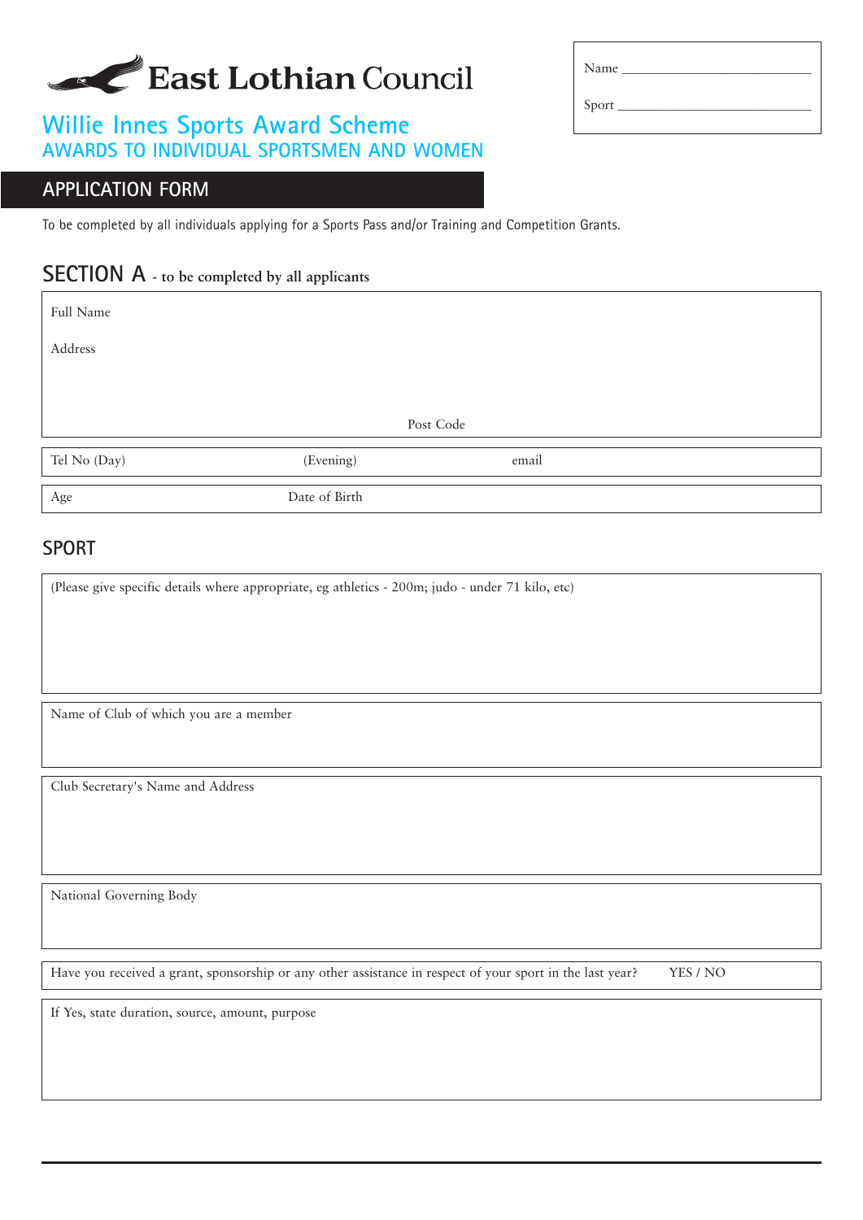East Lothian Council

| Name |
| --- |
| Sport |

# Willie Innes Sports Award Scheme

## AWARDS TO INDIVIDUAL SPORTSMEN AND WOMEN

## APPLICATION FORM

To be completed by all individuals applying for a Sports Pass and/or Training and Competition Grants.

## SECTION A - to be completed by all applicants

Full Name

Address

Post Code

| Tel No (Day) | (Evening) | email |
| --- | --- | --- |

| Age | Date of Birth |
| --- | --- |

## SPORT

(Please give specific details where appropriate, eg athletics - 200m; judo - under 71 kilo, etc)

Name of Club of which you are a member

Club Secretary's Name and Address

National Governing Body

Have you received a grant, sponsorship or any other assistance in respect of your sport in the last year? YES / NO

If Yes, state duration, source, amount, purpose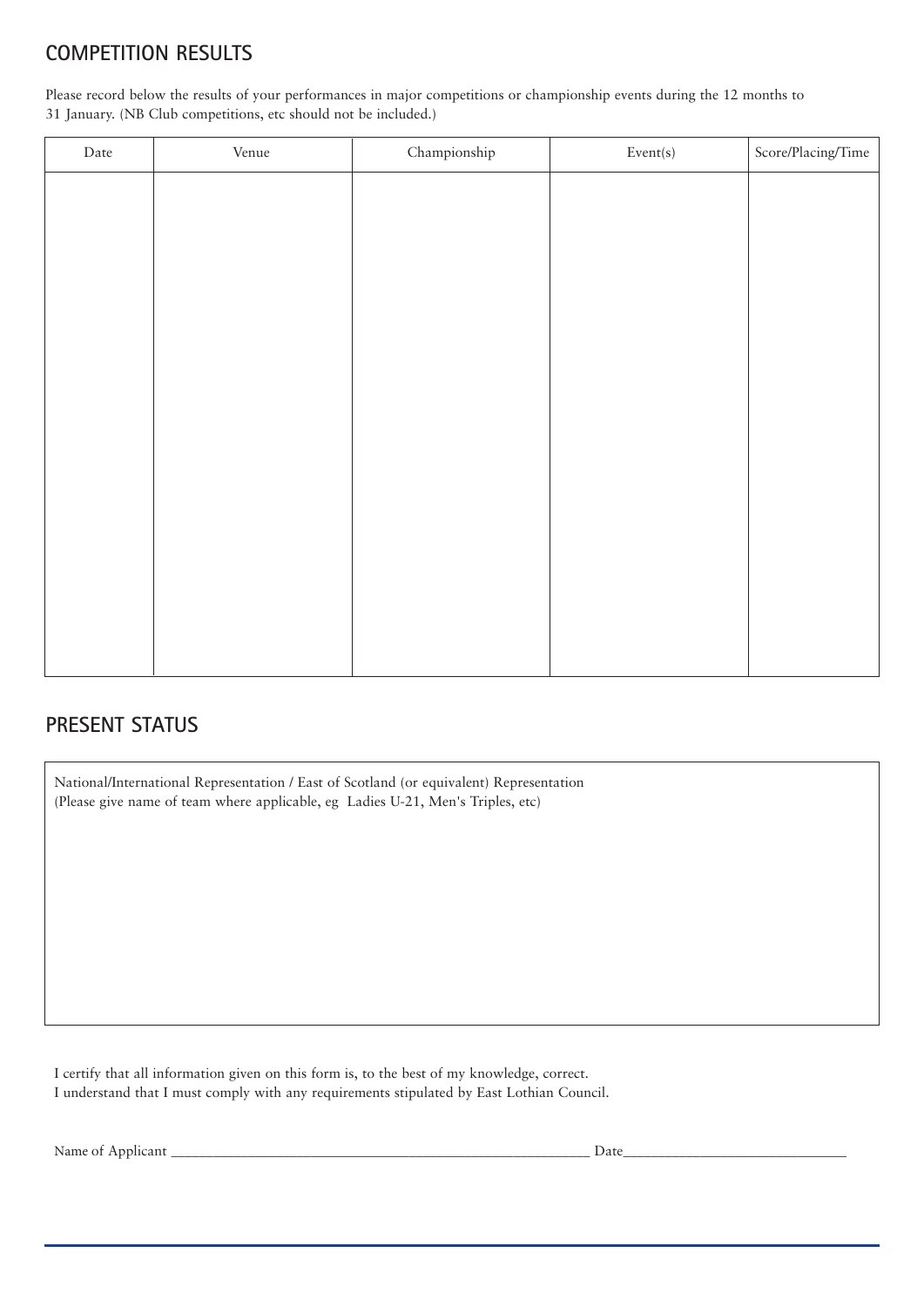## COMPETITION RESULTS

Please record below the results of your performances in major competitions or championship events during the 12 months to 31 January. (NB Club competitions, etc should not be included.)

| Date | Venue | Championship | Event(s) | Score/Placing/Time |
|---|---|---|---|---|
| | | | | |

## PRESENT STATUS

National/International Representation / East of Scotland (or equivalent) Representation
(Please give name of team where applicable, eg Ladies U-21, Men's Triples, etc)

I certify that all information given on this form is, to the best of my knowledge, correct.
I understand that I must comply with any requirements stipulated by East Lothian Council.

Name of Applicant ______________________________ Date______________________________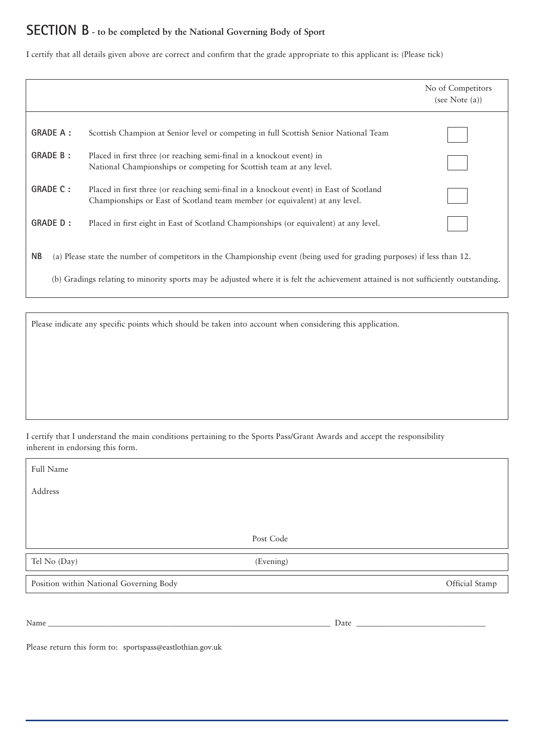## SECTION B - to be completed by the National Governing Body of Sport

I certify that all details given above are correct and confirm that the grade appropriate to this applicant is: (Please tick)

| | | No of Competitors (see Note (a)) |
|---|---|---|
| **GRADE A :** | Scottish Champion at Senior level or competing in full Scottish Senior National Team | ☐ |
| **GRADE B :** | Placed in first three (or reaching semi-final in a knockout event) in National Championships or competing for Scottish team at any level. | ☐ |
| **GRADE C :** | Placed in first three (or reaching semi-final in a knockout event) in East of Scotland Championships or East of Scotland team member (or equivalent) at any level. | ☐ |
| **GRADE D :** | Placed in first eight in East of Scotland Championships (or equivalent) at any level. | ☐ |

**NB** (a) Please state the number of competitors in the Championship event (being used for grading purposes) if less than 12.

(b) Gradings relating to minority sports may be adjusted where it is felt the achievement attained is not sufficiently outstanding.

Please indicate any specific points which should be taken into account when considering this application.

I certify that I understand the main conditions pertaining to the Sports Pass/Grant Awards and accept the responsibility inherent in endorsing this form.

Full Name

Address

Post Code

Tel No (Day) (Evening)

Position within National Governing Body Official Stamp

Name ______________________ Date ______________________

Please return this form to: sportspass@eastlothian.gov.uk